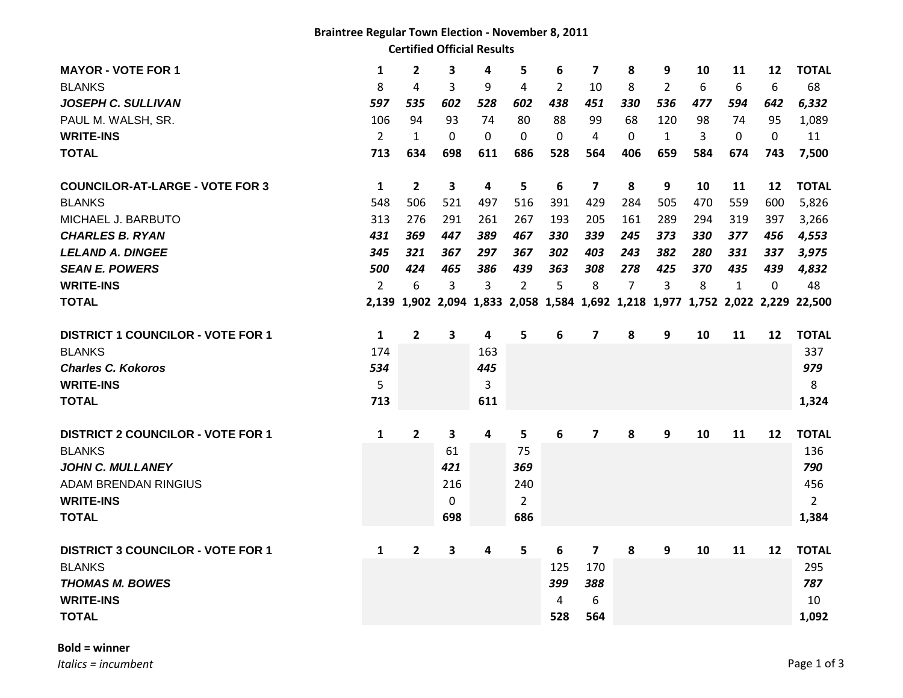# Braintree Regular Town Election - November 8, 2011

## Certified Official Results

| MAYOR - VOTE FOR 1 | 1 | 2 | 3 | 4 | 5 | 6 | 7 | 8 | 9 | 10 | 11 | 12 | TOTAL |
|---|---|---|---|---|---|---|---|---|---|---|---|---|---|
| BLANKS | 8 | 4 | 3 | 9 | 4 | 2 | 10 | 8 | 2 | 6 | 6 | 6 | 68 |
| ***JOSEPH C. SULLIVAN*** | ***597*** | ***535*** | ***602*** | ***528*** | ***602*** | ***438*** | ***451*** | ***330*** | ***536*** | ***477*** | ***594*** | ***642*** | ***6,332*** |
| PAUL M. WALSH, SR. | 106 | 94 | 93 | 74 | 80 | 88 | 99 | 68 | 120 | 98 | 74 | 95 | 1,089 |
| **WRITE-INS** | 2 | 1 | 0 | 0 | 0 | 0 | 4 | 0 | 1 | 3 | 0 | 0 | 11 |
| **TOTAL** | **713** | **634** | **698** | **611** | **686** | **528** | **564** | **406** | **659** | **584** | **674** | **743** | **7,500** |

| COUNCILOR-AT-LARGE - VOTE FOR 3 | 1 | 2 | 3 | 4 | 5 | 6 | 7 | 8 | 9 | 10 | 11 | 12 | TOTAL |
|---|---|---|---|---|---|---|---|---|---|---|---|---|---|
| BLANKS | 548 | 506 | 521 | 497 | 516 | 391 | 429 | 284 | 505 | 470 | 559 | 600 | 5,826 |
| MICHAEL J. BARBUTO | 313 | 276 | 291 | 261 | 267 | 193 | 205 | 161 | 289 | 294 | 319 | 397 | 3,266 |
| ***CHARLES B. RYAN*** | ***431*** | ***369*** | ***447*** | ***389*** | ***467*** | ***330*** | ***339*** | ***245*** | ***373*** | ***330*** | ***377*** | ***456*** | ***4,553*** |
| ***LELAND A. DINGEE*** | ***345*** | ***321*** | ***367*** | ***297*** | ***367*** | ***302*** | ***403*** | ***243*** | ***382*** | ***280*** | ***331*** | ***337*** | ***3,975*** |
| ***SEAN E. POWERS*** | ***500*** | ***424*** | ***465*** | ***386*** | ***439*** | ***363*** | ***308*** | ***278*** | ***425*** | ***370*** | ***435*** | ***439*** | ***4,832*** |
| **WRITE-INS** | 2 | 6 | 3 | 3 | 2 | 5 | 8 | 7 | 3 | 8 | 1 | 0 | 48 |
| **TOTAL** | **2,139** | **1,902** | **2,094** | **1,833** | **2,058** | **1,584** | **1,692** | **1,218** | **1,977** | **1,752** | **2,022** | **2,229** | **22,500** |

| DISTRICT 1 COUNCILOR - VOTE FOR 1 | 1 | 2 | 3 | 4 | 5 | 6 | 7 | 8 | 9 | 10 | 11 | 12 | TOTAL |
|---|---|---|---|---|---|---|---|---|---|---|---|---|---|
| BLANKS | 174 | | | 163 | | | | | | | | | 337 |
| ***Charles C. Kokoros*** | ***534*** | | | ***445*** | | | | | | | | | ***979*** |
| **WRITE-INS** | 5 | | | 3 | | | | | | | | | 8 |
| **TOTAL** | **713** | | | **611** | | | | | | | | | **1,324** |

| DISTRICT 2 COUNCILOR - VOTE FOR 1 | 1 | 2 | 3 | 4 | 5 | 6 | 7 | 8 | 9 | 10 | 11 | 12 | TOTAL |
|---|---|---|---|---|---|---|---|---|---|---|---|---|---|
| BLANKS | | | 61 | | 75 | | | | | | | | 136 |
| ***JOHN C. MULLANEY*** | | | ***421*** | | ***369*** | | | | | | | | ***790*** |
| ADAM BRENDAN RINGIUS | | | 216 | | 240 | | | | | | | | 456 |
| **WRITE-INS** | | | 0 | | 2 | | | | | | | | 2 |
| **TOTAL** | | | **698** | | **686** | | | | | | | | **1,384** |

| DISTRICT 3 COUNCILOR - VOTE FOR 1 | 1 | 2 | 3 | 4 | 5 | 6 | 7 | 8 | 9 | 10 | 11 | 12 | TOTAL |
|---|---|---|---|---|---|---|---|---|---|---|---|---|---|
| BLANKS | | | | | | 125 | 170 | | | | | | 295 |
| ***THOMAS M. BOWES*** | | | | | | ***399*** | ***388*** | | | | | | ***787*** |
| **WRITE-INS** | | | | | | 4 | 6 | | | | | | 10 |
| **TOTAL** | | | | | | **528** | **564** | | | | | | **1,092** |

**Bold = winner**

*Italics = incumbent*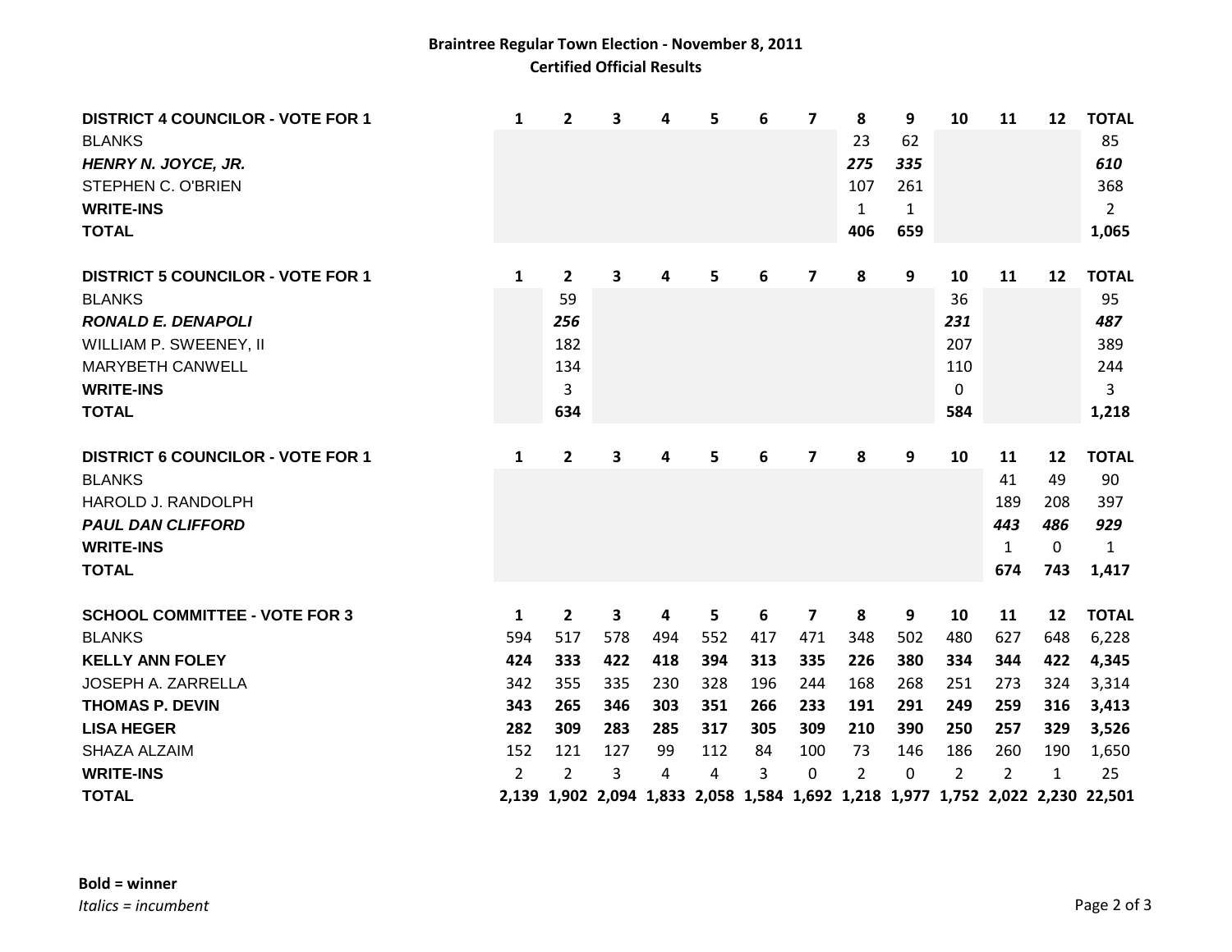**Braintree Regular Town Election - November 8, 2011**
**Certified Official Results**

| DISTRICT 4 COUNCILOR - VOTE FOR 1 | 1 | 2 | 3 | 4 | 5 | 6 | 7 | 8 | 9 | 10 | 11 | 12 | TOTAL |
|---|---|---|---|---|---|---|---|---|---|---|---|---|---|
| BLANKS | | | | | | | | 23 | 62 | | | | 85 |
| ***HENRY N. JOYCE, JR.*** | | | | | | | | ***275*** | ***335*** | | | | ***610*** |
| STEPHEN C. O'BRIEN | | | | | | | | 107 | 261 | | | | 368 |
| **WRITE-INS** | | | | | | | | 1 | 1 | | | | 2 |
| **TOTAL** | | | | | | | | **406** | **659** | | | | **1,065** |

| DISTRICT 5 COUNCILOR - VOTE FOR 1 | 1 | 2 | 3 | 4 | 5 | 6 | 7 | 8 | 9 | 10 | 11 | 12 | TOTAL |
|---|---|---|---|---|---|---|---|---|---|---|---|---|---|
| BLANKS | | 59 | | | | | | | | 36 | | | 95 |
| ***RONALD E. DENAPOLI*** | | ***256*** | | | | | | | | ***231*** | | | ***487*** |
| WILLIAM P. SWEENEY, II | | 182 | | | | | | | | 207 | | | 389 |
| MARYBETH CANWELL | | 134 | | | | | | | | 110 | | | 244 |
| **WRITE-INS** | | 3 | | | | | | | | 0 | | | 3 |
| **TOTAL** | | **634** | | | | | | | | **584** | | | **1,218** |

| DISTRICT 6 COUNCILOR - VOTE FOR 1 | 1 | 2 | 3 | 4 | 5 | 6 | 7 | 8 | 9 | 10 | 11 | 12 | TOTAL |
|---|---|---|---|---|---|---|---|---|---|---|---|---|---|
| BLANKS | | | | | | | | | | | 41 | 49 | 90 |
| HAROLD J. RANDOLPH | | | | | | | | | | | 189 | 208 | 397 |
| ***PAUL DAN CLIFFORD*** | | | | | | | | | | | ***443*** | ***486*** | ***929*** |
| **WRITE-INS** | | | | | | | | | | | 1 | 0 | 1 |
| **TOTAL** | | | | | | | | | | | **674** | **743** | **1,417** |

| SCHOOL COMMITTEE - VOTE FOR 3 | 1 | 2 | 3 | 4 | 5 | 6 | 7 | 8 | 9 | 10 | 11 | 12 | TOTAL |
|---|---|---|---|---|---|---|---|---|---|---|---|---|---|
| BLANKS | 594 | 517 | 578 | 494 | 552 | 417 | 471 | 348 | 502 | 480 | 627 | 648 | 6,228 |
| **KELLY ANN FOLEY** | **424** | **333** | **422** | **418** | **394** | **313** | **335** | **226** | **380** | **334** | **344** | **422** | **4,345** |
| JOSEPH A. ZARRELLA | 342 | 355 | 335 | 230 | 328 | 196 | 244 | 168 | 268 | 251 | 273 | 324 | 3,314 |
| **THOMAS P. DEVIN** | **343** | **265** | **346** | **303** | **351** | **266** | **233** | **191** | **291** | **249** | **259** | **316** | **3,413** |
| **LISA HEGER** | **282** | **309** | **283** | **285** | **317** | **305** | **309** | **210** | **390** | **250** | **257** | **329** | **3,526** |
| SHAZA ALZAIM | 152 | 121 | 127 | 99 | 112 | 84 | 100 | 73 | 146 | 186 | 260 | 190 | 1,650 |
| **WRITE-INS** | 2 | 2 | 3 | 4 | 4 | 3 | 0 | 2 | 0 | 2 | 2 | 1 | 25 |
| **TOTAL** | **2,139** | **1,902** | **2,094** | **1,833** | **2,058** | **1,584** | **1,692** | **1,218** | **1,977** | **1,752** | **2,022** | **2,230** | **22,501** |

**Bold = winner**
*Italics = incumbent*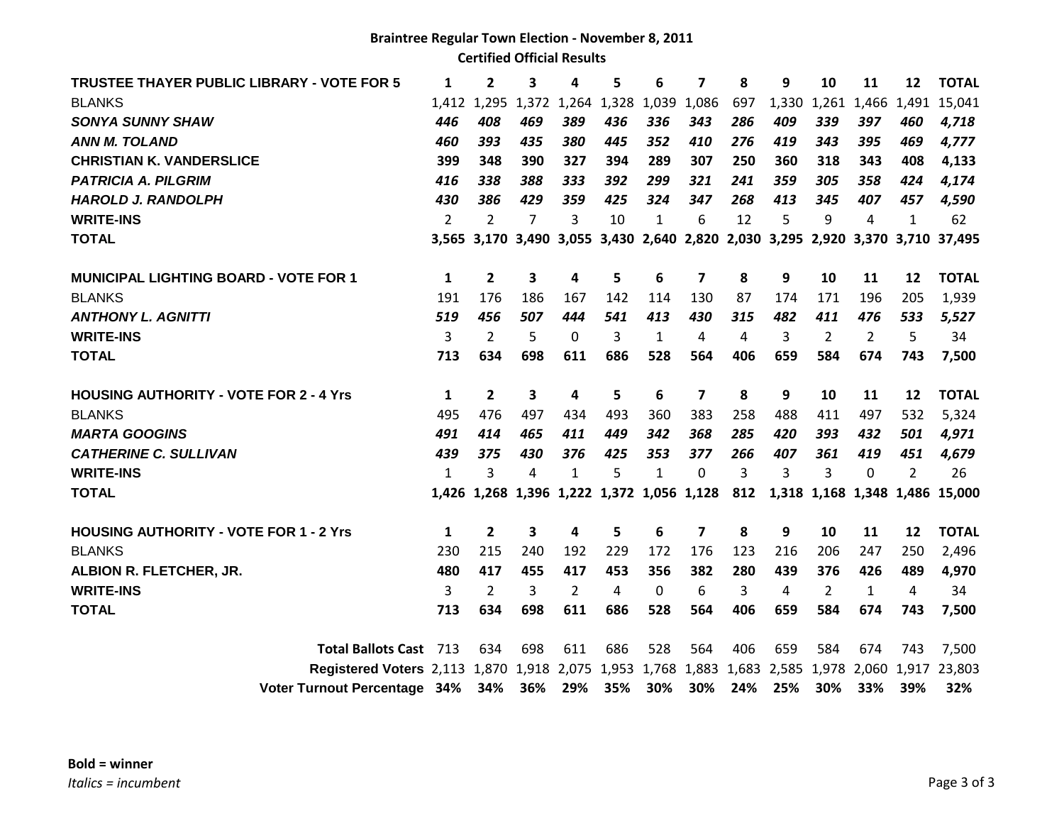**Braintree Regular Town Election - November 8, 2011**
**Certified Official Results**

| TRUSTEE THAYER PUBLIC LIBRARY - VOTE FOR 5 | 1 | 2 | 3 | 4 | 5 | 6 | 7 | 8 | 9 | 10 | 11 | 12 | TOTAL |
|---|---|---|---|---|---|---|---|---|---|---|---|---|---|
| BLANKS | 1,412 | 1,295 | 1,372 | 1,264 | 1,328 | 1,039 | 1,086 | 697 | 1,330 | 1,261 | 1,466 | 1,491 | 15,041 |
| ***SONYA SUNNY SHAW*** | ***446*** | ***408*** | ***469*** | ***389*** | ***436*** | ***336*** | ***343*** | ***286*** | ***409*** | ***339*** | ***397*** | ***460*** | ***4,718*** |
| ***ANN M. TOLAND*** | ***460*** | ***393*** | ***435*** | ***380*** | ***445*** | ***352*** | ***410*** | ***276*** | ***419*** | ***343*** | ***395*** | ***469*** | ***4,777*** |
| **CHRISTIAN K. VANDERSLICE** | **399** | **348** | **390** | **327** | **394** | **289** | **307** | **250** | **360** | **318** | **343** | **408** | **4,133** |
| ***PATRICIA A. PILGRIM*** | ***416*** | ***338*** | ***388*** | ***333*** | ***392*** | ***299*** | ***321*** | ***241*** | ***359*** | ***305*** | ***358*** | ***424*** | ***4,174*** |
| ***HAROLD J. RANDOLPH*** | ***430*** | ***386*** | ***429*** | ***359*** | ***425*** | ***324*** | ***347*** | ***268*** | ***413*** | ***345*** | ***407*** | ***457*** | ***4,590*** |
| WRITE-INS | 2 | 2 | 7 | 3 | 10 | 1 | 6 | 12 | 5 | 9 | 4 | 1 | 62 |
| **TOTAL** | **3,565** | **3,170** | **3,490** | **3,055** | **3,430** | **2,640** | **2,820** | **2,030** | **3,295** | **2,920** | **3,370** | **3,710** | **37,495** |

| MUNICIPAL LIGHTING BOARD - VOTE FOR 1 | 1 | 2 | 3 | 4 | 5 | 6 | 7 | 8 | 9 | 10 | 11 | 12 | TOTAL |
|---|---|---|---|---|---|---|---|---|---|---|---|---|---|
| BLANKS | 191 | 176 | 186 | 167 | 142 | 114 | 130 | 87 | 174 | 171 | 196 | 205 | 1,939 |
| ***ANTHONY L. AGNITTI*** | ***519*** | ***456*** | ***507*** | ***444*** | ***541*** | ***413*** | ***430*** | ***315*** | ***482*** | ***411*** | ***476*** | ***533*** | ***5,527*** |
| WRITE-INS | 3 | 2 | 5 | 0 | 3 | 1 | 4 | 4 | 3 | 2 | 2 | 5 | 34 |
| **TOTAL** | **713** | **634** | **698** | **611** | **686** | **528** | **564** | **406** | **659** | **584** | **674** | **743** | **7,500** |

| HOUSING AUTHORITY - VOTE FOR 2 - 4 Yrs | 1 | 2 | 3 | 4 | 5 | 6 | 7 | 8 | 9 | 10 | 11 | 12 | TOTAL |
|---|---|---|---|---|---|---|---|---|---|---|---|---|---|
| BLANKS | 495 | 476 | 497 | 434 | 493 | 360 | 383 | 258 | 488 | 411 | 497 | 532 | 5,324 |
| ***MARTA GOOGINS*** | ***491*** | ***414*** | ***465*** | ***411*** | ***449*** | ***342*** | ***368*** | ***285*** | ***420*** | ***393*** | ***432*** | ***501*** | ***4,971*** |
| ***CATHERINE C. SULLIVAN*** | ***439*** | ***375*** | ***430*** | ***376*** | ***425*** | ***353*** | ***377*** | ***266*** | ***407*** | ***361*** | ***419*** | ***451*** | ***4,679*** |
| WRITE-INS | 1 | 3 | 4 | 1 | 5 | 1 | 0 | 3 | 3 | 3 | 0 | 2 | 26 |
| **TOTAL** | **1,426** | **1,268** | **1,396** | **1,222** | **1,372** | **1,056** | **1,128** | **812** | **1,318** | **1,168** | **1,348** | **1,486** | **15,000** |

| HOUSING AUTHORITY - VOTE FOR 1 - 2 Yrs | 1 | 2 | 3 | 4 | 5 | 6 | 7 | 8 | 9 | 10 | 11 | 12 | TOTAL |
|---|---|---|---|---|---|---|---|---|---|---|---|---|---|
| BLANKS | 230 | 215 | 240 | 192 | 229 | 172 | 176 | 123 | 216 | 206 | 247 | 250 | 2,496 |
| **ALBION R. FLETCHER, JR.** | **480** | **417** | **455** | **417** | **453** | **356** | **382** | **280** | **439** | **376** | **426** | **489** | **4,970** |
| WRITE-INS | 3 | 2 | 3 | 2 | 4 | 0 | 6 | 3 | 4 | 2 | 1 | 4 | 34 |
| **TOTAL** | **713** | **634** | **698** | **611** | **686** | **528** | **564** | **406** | **659** | **584** | **674** | **743** | **7,500** |

| | | | | | | | | | | | | | |
|---|---|---|---|---|---|---|---|---|---|---|---|---|---|
| **Total Ballots Cast** | 713 | 634 | 698 | 611 | 686 | 528 | 564 | 406 | 659 | 584 | 674 | 743 | 7,500 |
| **Registered Voters** | 2,113 | 1,870 | 1,918 | 2,075 | 1,953 | 1,768 | 1,883 | 1,683 | 2,585 | 1,978 | 2,060 | 1,917 | 23,803 |
| **Voter Turnout Percentage** | **34%** | **34%** | **36%** | **29%** | **35%** | **30%** | **30%** | **24%** | **25%** | **30%** | **33%** | **39%** | **32%** |

**Bold = winner**
*Italics = incumbent*